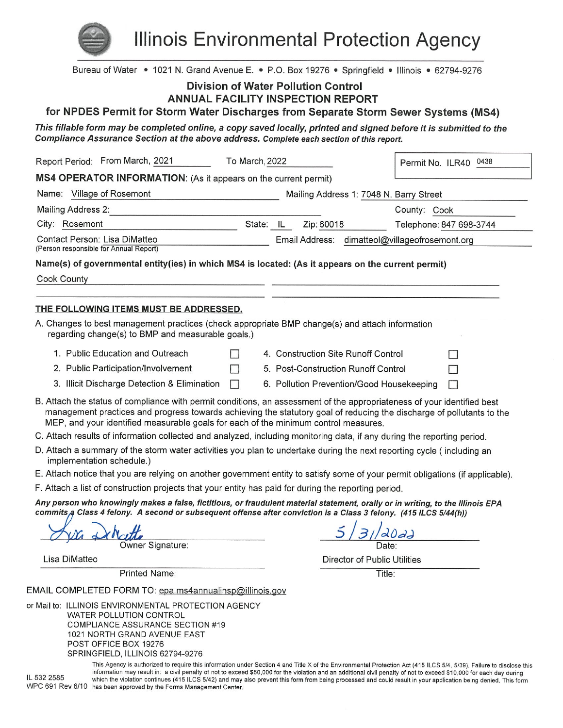# Illinois Environmental Protection Agency

Bureau of Water • 1021 N. Grand Avenue E. • P.O. Box 19276 • Springfield • Illinois • 62794-9276

## Division of Water Pollution Control
## ANNUAL FACILITY INSPECTION REPORT
## for NPDES Permit for Storm Water Discharges from Separate Storm Sewer Systems (MS4)

***This fillable form may be completed online, a copy saved locally, printed and signed before it is submitted to the Compliance Assurance Section at the above address. Complete each section of this report.***

Report Period: From March, 2021 To March, 2022

Permit No. ILR40 0438

**MS4 OPERATOR INFORMATION:** (As it appears on the current permit)

Name: Village of Rosemont

Mailing Address 1: 7048 N. Barry Street

Mailing Address 2:

County: Cook

City: Rosemont State: IL Zip: 60018

Telephone: 847 698-3744

Contact Person: Lisa DiMatteo
(Person responsible for Annual Report)

Email Address: dimatteol@villageofrosemont.org

**Name(s) of governmental entity(ies) in which MS4 is located: (As it appears on the current permit)**

Cook County

**THE FOLLOWING ITEMS MUST BE ADDRESSED.**

A. Changes to best management practices (check appropriate BMP change(s) and attach information regarding change(s) to BMP and measurable goals.)

| | | | |
|---|---|---|---|
| 1. Public Education and Outreach | ☐ | 4. Construction Site Runoff Control | ☐ |
| 2. Public Participation/Involvement | ☐ | 5. Post-Construction Runoff Control | ☐ |
| 3. Illicit Discharge Detection & Elimination | ☐ | 6. Pollution Prevention/Good Housekeeping | ☐ |

B. Attach the status of compliance with permit conditions, an assessment of the appropriateness of your identified best management practices and progress towards achieving the statutory goal of reducing the discharge of pollutants to the MEP, and your identified measurable goals for each of the minimum control measures.

C. Attach results of information collected and analyzed, including monitoring data, if any during the reporting period.

D. Attach a summary of the storm water activities you plan to undertake during the next reporting cycle ( including an implementation schedule.)

E. Attach notice that you are relying on another government entity to satisfy some of your permit obligations (if applicable).

F. Attach a list of construction projects that your entity has paid for during the reporting period.

***Any person who knowingly makes a false, fictitious, or fraudulent material statement, orally or in writing, to the Illinois EPA commits a Class 4 felony. A second or subsequent offense after conviction is a Class 3 felony. (415 ILCS 5/44(h))***

Owner Signature: [signature]

Date: 5/31/2022

Printed Name: Lisa DiMatteo

Title: Director of Public Utilities

EMAIL COMPLETED FORM TO: epa.ms4annualinsp@illinois.gov

or Mail to: ILLINOIS ENVIRONMENTAL PROTECTION AGENCY
WATER POLLUTION CONTROL
COMPLIANCE ASSURANCE SECTION #19
1021 NORTH GRAND AVENUE EAST
POST OFFICE BOX 19276
SPRINGFIELD, ILLINOIS 62794-9276

IL 532 2585
WPC 691 Rev 6/10

This Agency is authorized to require this information under Section 4 and Title X of the Environmental Protection Act (415 ILCS 5/4, 5/39). Failure to disclose this information may result in: a civil penalty of not to exceed $50,000 for the violation and an additional civil penalty of not to exceed $10,000 for each day during which the violation continues (415 ILCS 5/42) and may also prevent this form from being processed and could result in your application being denied. This form has been approved by the Forms Management Center.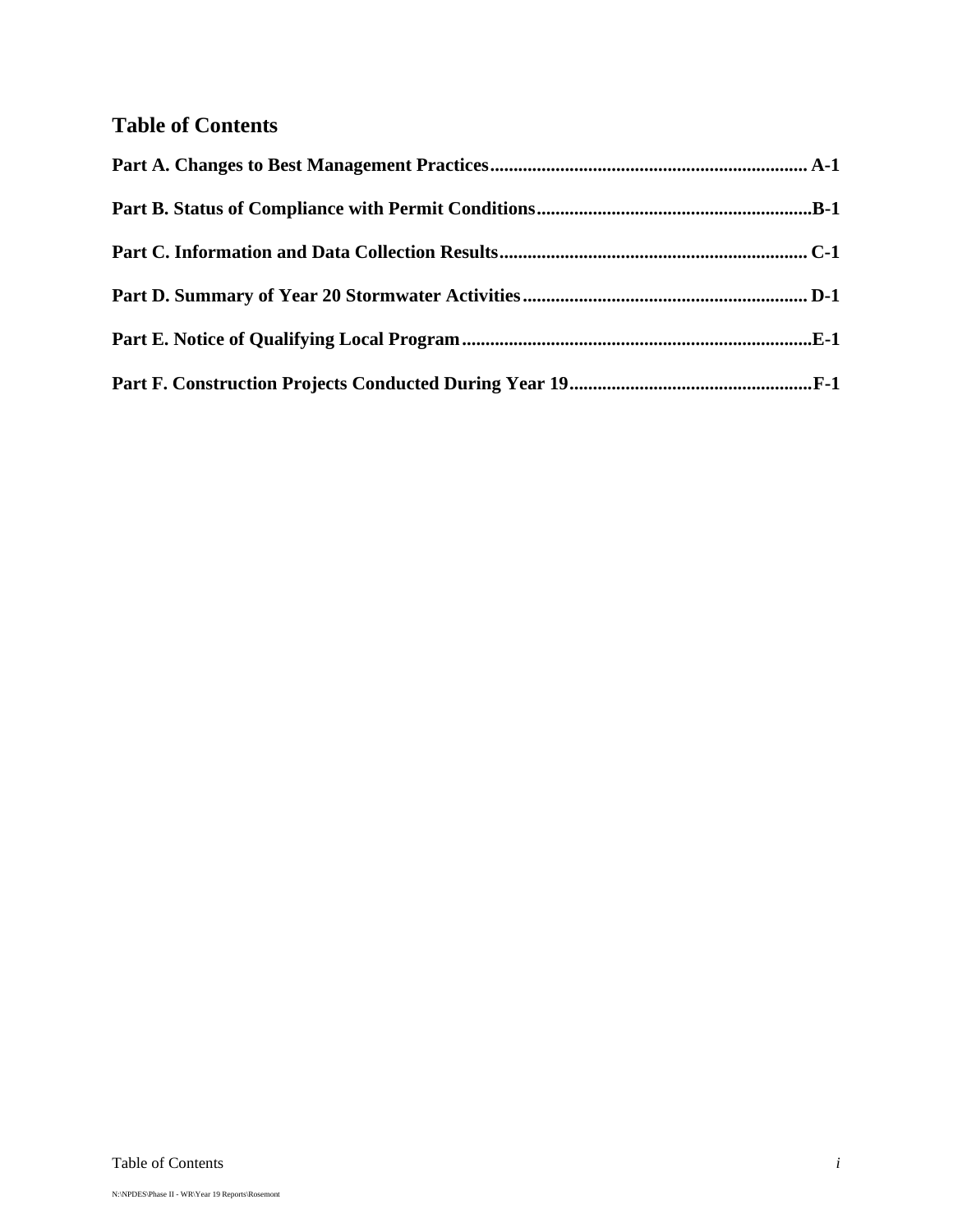# Table of Contents

**Part A. Changes to Best Management Practices.................................................................... A-1**

**Part B. Status of Compliance with Permit Conditions...........................................................B-1**

**Part C. Information and Data Collection Results.................................................................. C-1**

**Part D. Summary of Year 20 Stormwater Activities............................................................. D-1**

**Part E. Notice of Qualifying Local Program...........................................................................E-1**

**Part F. Construction Projects Conducted During Year 19....................................................F-1**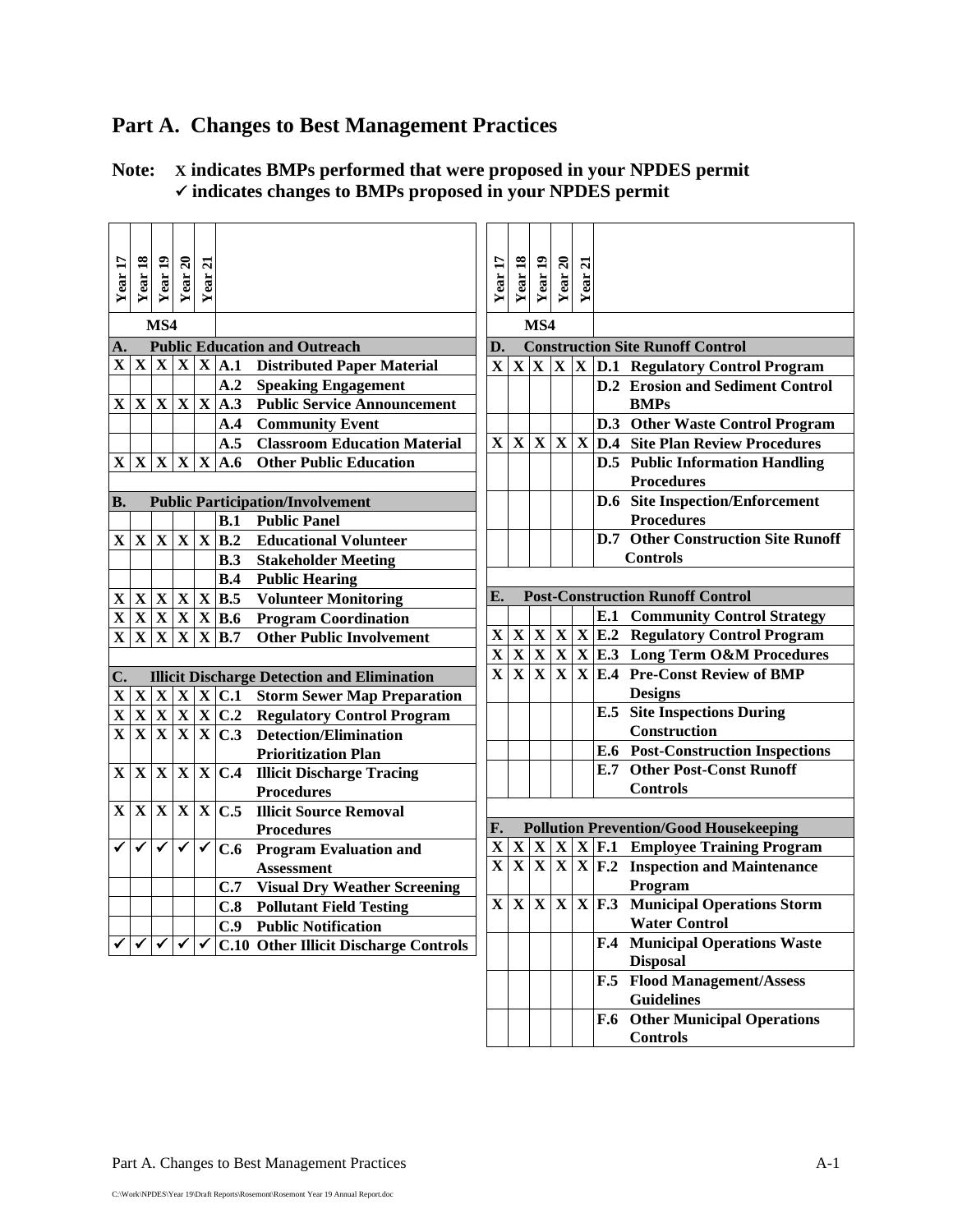# Part A. Changes to Best Management Practices

**Note:** **X indicates BMPs performed that were proposed in your NPDES permit**
**✓ indicates changes to BMPs proposed in your NPDES permit**

| Year 17 | Year 18 | Year 19 | Year 20 | Year 21 | |
|---|---|---|---|---|---|
| MS4 | | | | | |
| **A.** | | | | | **Public Education and Outreach** |
| X | X | X | X | X | **A.1 Distributed Paper Material** |
| | | | | | **A.2 Speaking Engagement** |
| X | X | X | X | X | **A.3 Public Service Announcement** |
| | | | | | **A.4 Community Event** |
| | | | | | **A.5 Classroom Education Material** |
| X | X | X | X | X | **A.6 Other Public Education** |
| **B.** | | | | | **Public Participation/Involvement** |
| | | | | | **B.1 Public Panel** |
| X | X | X | X | X | **B.2 Educational Volunteer** |
| | | | | | **B.3 Stakeholder Meeting** |
| | | | | | **B.4 Public Hearing** |
| X | X | X | X | X | **B.5 Volunteer Monitoring** |
| X | X | X | X | X | **B.6 Program Coordination** |
| X | X | X | X | X | **B.7 Other Public Involvement** |
| **C.** | | | | | **Illicit Discharge Detection and Elimination** |
| X | X | X | X | X | **C.1 Storm Sewer Map Preparation** |
| X | X | X | X | X | **C.2 Regulatory Control Program** |
| X | X | X | X | X | **C.3 Detection/Elimination Prioritization Plan** |
| X | X | X | X | X | **C.4 Illicit Discharge Tracing Procedures** |
| X | X | X | X | X | **C.5 Illicit Source Removal Procedures** |
| ✓ | ✓ | ✓ | ✓ | ✓ | **C.6 Program Evaluation and Assessment** |
| | | | | | **C.7 Visual Dry Weather Screening** |
| | | | | | **C.8 Pollutant Field Testing** |
| | | | | | **C.9 Public Notification** |
| ✓ | ✓ | ✓ | ✓ | ✓ | **C.10 Other Illicit Discharge Controls** |

| Year 17 | Year 18 | Year 19 | Year 20 | Year 21 | |
|---|---|---|---|---|---|
| MS4 | | | | | |
| **D.** | | | | | **Construction Site Runoff Control** |
| X | X | X | X | X | **D.1 Regulatory Control Program** |
| | | | | | **D.2 Erosion and Sediment Control BMPs** |
| | | | | | **D.3 Other Waste Control Program** |
| X | X | X | X | X | **D.4 Site Plan Review Procedures** |
| | | | | | **D.5 Public Information Handling Procedures** |
| | | | | | **D.6 Site Inspection/Enforcement Procedures** |
| | | | | | **D.7 Other Construction Site Runoff Controls** |
| **E.** | | | | | **Post-Construction Runoff Control** |
| | | | | | **E.1 Community Control Strategy** |
| X | X | X | X | X | **E.2 Regulatory Control Program** |
| X | X | X | X | X | **E.3 Long Term O&M Procedures** |
| X | X | X | X | X | **E.4 Pre-Const Review of BMP Designs** |
| | | | | | **E.5 Site Inspections During Construction** |
| | | | | | **E.6 Post-Construction Inspections** |
| | | | | | **E.7 Other Post-Const Runoff Controls** |
| **F.** | | | | | **Pollution Prevention/Good Housekeeping** |
| X | X | X | X | X | **F.1 Employee Training Program** |
| X | X | X | X | X | **F.2 Inspection and Maintenance Program** |
| X | X | X | X | X | **F.3 Municipal Operations Storm Water Control** |
| | | | | | **F.4 Municipal Operations Waste Disposal** |
| | | | | | **F.5 Flood Management/Assess Guidelines** |
| | | | | | **F.6 Other Municipal Operations Controls** |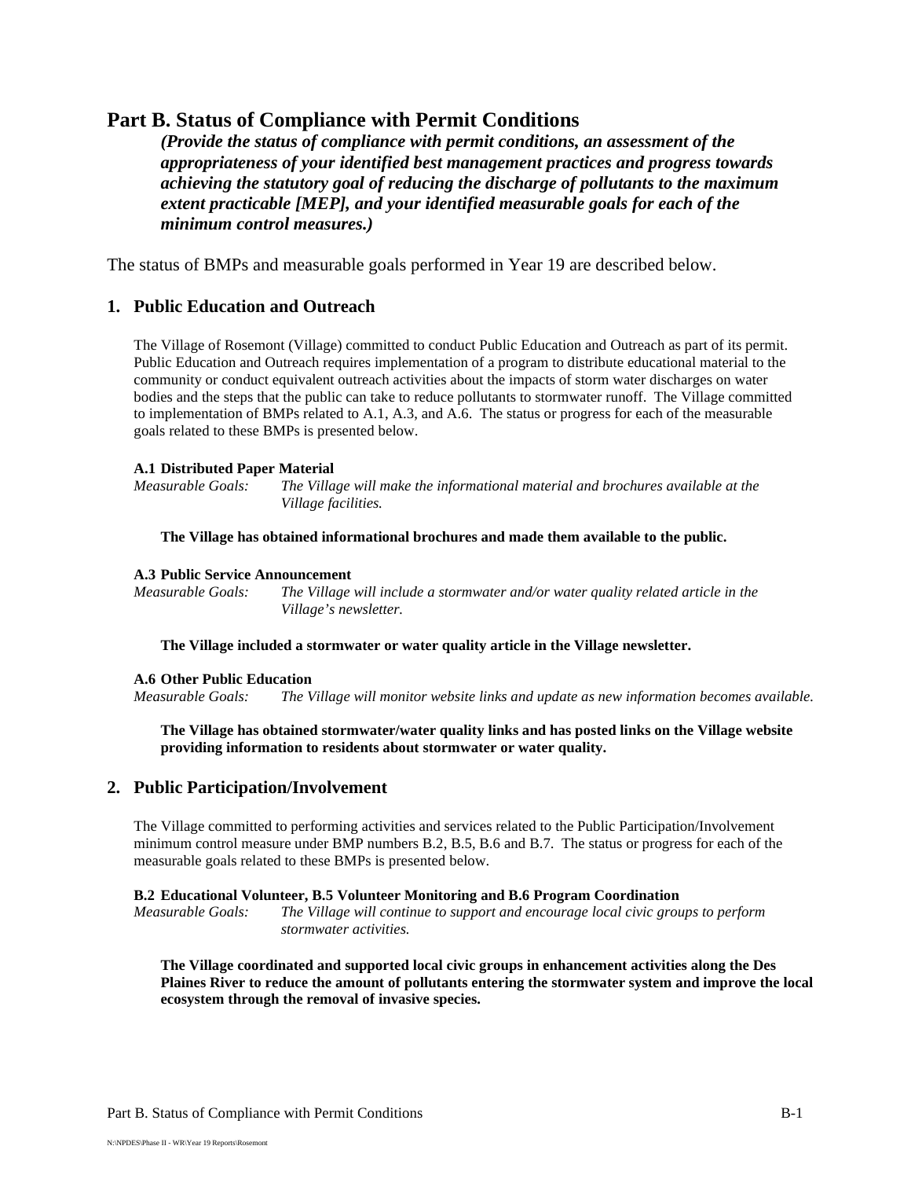# Part B. Status of Compliance with Permit Conditions

***(Provide the status of compliance with permit conditions, an assessment of the appropriateness of your identified best management practices and progress towards achieving the statutory goal of reducing the discharge of pollutants to the maximum extent practicable [MEP], and your identified measurable goals for each of the minimum control measures.)***

The status of BMPs and measurable goals performed in Year 19 are described below.

## 1. Public Education and Outreach

The Village of Rosemont (Village) committed to conduct Public Education and Outreach as part of its permit. Public Education and Outreach requires implementation of a program to distribute educational material to the community or conduct equivalent outreach activities about the impacts of storm water discharges on water bodies and the steps that the public can take to reduce pollutants to stormwater runoff. The Village committed to implementation of BMPs related to A.1, A.3, and A.6. The status or progress for each of the measurable goals related to these BMPs is presented below.

**A.1 Distributed Paper Material**

*Measurable Goals:* *The Village will make the informational material and brochures available at the Village facilities.*

**The Village has obtained informational brochures and made them available to the public.**

**A.3 Public Service Announcement**

*Measurable Goals:* *The Village will include a stormwater and/or water quality related article in the Village's newsletter.*

**The Village included a stormwater or water quality article in the Village newsletter.**

**A.6 Other Public Education**

*Measurable Goals:* *The Village will monitor website links and update as new information becomes available.*

**The Village has obtained stormwater/water quality links and has posted links on the Village website providing information to residents about stormwater or water quality.**

## 2. Public Participation/Involvement

The Village committed to performing activities and services related to the Public Participation/Involvement minimum control measure under BMP numbers B.2, B.5, B.6 and B.7. The status or progress for each of the measurable goals related to these BMPs is presented below.

**B.2 Educational Volunteer, B.5 Volunteer Monitoring and B.6 Program Coordination**

*Measurable Goals:* *The Village will continue to support and encourage local civic groups to perform stormwater activities.*

**The Village coordinated and supported local civic groups in enhancement activities along the Des Plaines River to reduce the amount of pollutants entering the stormwater system and improve the local ecosystem through the removal of invasive species.**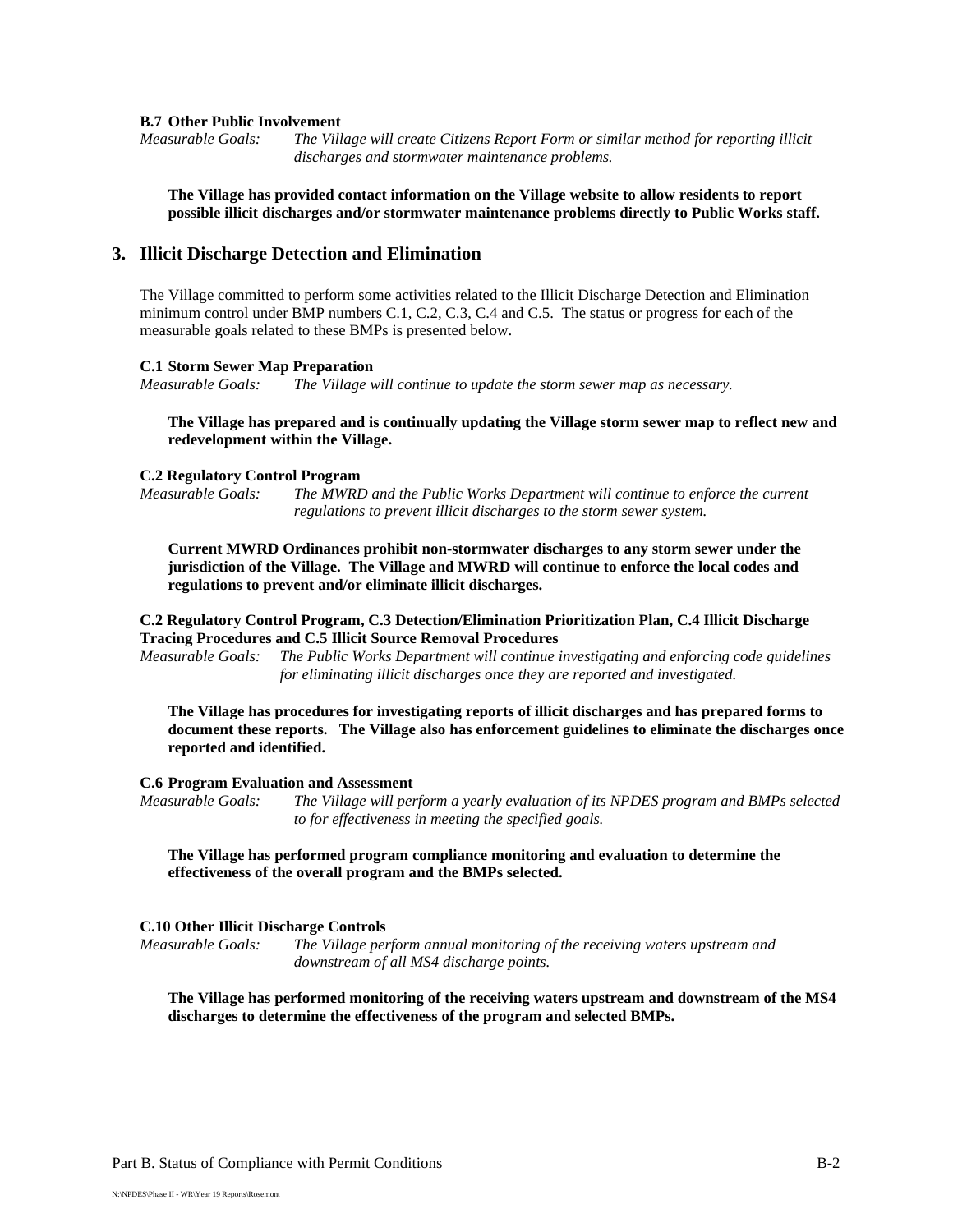**B.7 Other Public Involvement**

*Measurable Goals:* *The Village will create Citizens Report Form or similar method for reporting illicit discharges and stormwater maintenance problems.*

**The Village has provided contact information on the Village website to allow residents to report possible illicit discharges and/or stormwater maintenance problems directly to Public Works staff.**

## 3. Illicit Discharge Detection and Elimination

The Village committed to perform some activities related to the Illicit Discharge Detection and Elimination minimum control under BMP numbers C.1, C.2, C.3, C.4 and C.5. The status or progress for each of the measurable goals related to these BMPs is presented below.

**C.1 Storm Sewer Map Preparation**

*Measurable Goals:* *The Village will continue to update the storm sewer map as necessary.*

**The Village has prepared and is continually updating the Village storm sewer map to reflect new and redevelopment within the Village.**

**C.2 Regulatory Control Program**

*Measurable Goals:* *The MWRD and the Public Works Department will continue to enforce the current regulations to prevent illicit discharges to the storm sewer system.*

**Current MWRD Ordinances prohibit non-stormwater discharges to any storm sewer under the jurisdiction of the Village. The Village and MWRD will continue to enforce the local codes and regulations to prevent and/or eliminate illicit discharges.**

**C.2 Regulatory Control Program, C.3 Detection/Elimination Prioritization Plan, C.4 Illicit Discharge Tracing Procedures and C.5 Illicit Source Removal Procedures**

*Measurable Goals:* *The Public Works Department will continue investigating and enforcing code guidelines for eliminating illicit discharges once they are reported and investigated.*

**The Village has procedures for investigating reports of illicit discharges and has prepared forms to document these reports. The Village also has enforcement guidelines to eliminate the discharges once reported and identified.**

**C.6 Program Evaluation and Assessment**

*Measurable Goals:* *The Village will perform a yearly evaluation of its NPDES program and BMPs selected to for effectiveness in meeting the specified goals.*

**The Village has performed program compliance monitoring and evaluation to determine the effectiveness of the overall program and the BMPs selected.**

**C.10 Other Illicit Discharge Controls**

*Measurable Goals:* *The Village perform annual monitoring of the receiving waters upstream and downstream of all MS4 discharge points.*

**The Village has performed monitoring of the receiving waters upstream and downstream of the MS4 discharges to determine the effectiveness of the program and selected BMPs.**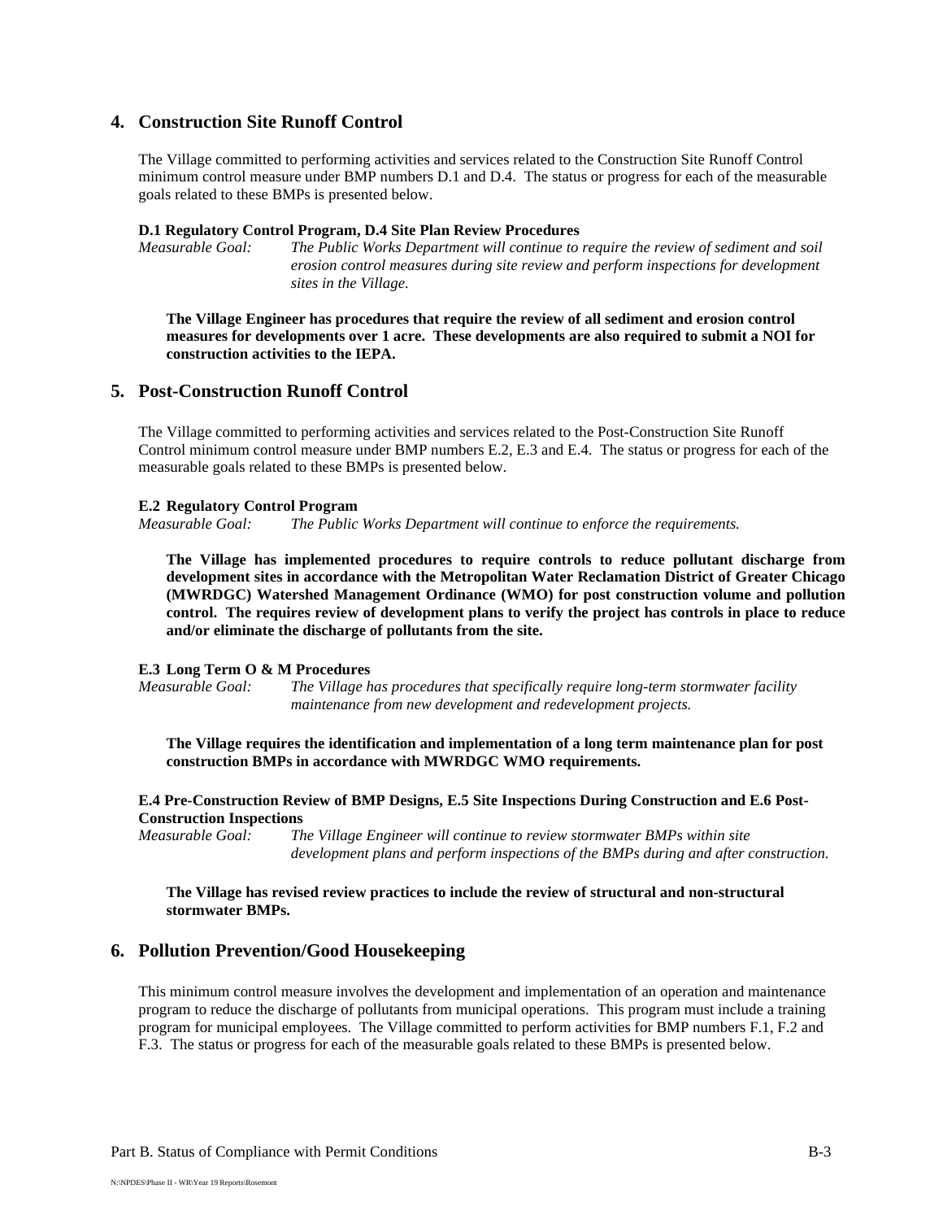## 4. Construction Site Runoff Control

The Village committed to performing activities and services related to the Construction Site Runoff Control minimum control measure under BMP numbers D.1 and D.4. The status or progress for each of the measurable goals related to these BMPs is presented below.

**D.1 Regulatory Control Program, D.4 Site Plan Review Procedures**

*Measurable Goal:* *The Public Works Department will continue to require the review of sediment and soil erosion control measures during site review and perform inspections for development sites in the Village.*

**The Village Engineer has procedures that require the review of all sediment and erosion control measures for developments over 1 acre. These developments are also required to submit a NOI for construction activities to the IEPA.**

## 5. Post-Construction Runoff Control

The Village committed to performing activities and services related to the Post-Construction Site Runoff Control minimum control measure under BMP numbers E.2, E.3 and E.4. The status or progress for each of the measurable goals related to these BMPs is presented below.

**E.2 Regulatory Control Program**

*Measurable Goal:* *The Public Works Department will continue to enforce the requirements.*

**The Village has implemented procedures to require controls to reduce pollutant discharge from development sites in accordance with the Metropolitan Water Reclamation District of Greater Chicago (MWRDGC) Watershed Management Ordinance (WMO) for post construction volume and pollution control. The requires review of development plans to verify the project has controls in place to reduce and/or eliminate the discharge of pollutants from the site.**

**E.3 Long Term O & M Procedures**

*Measurable Goal:* *The Village has procedures that specifically require long-term stormwater facility maintenance from new development and redevelopment projects.*

**The Village requires the identification and implementation of a long term maintenance plan for post construction BMPs in accordance with MWRDGC WMO requirements.**

**E.4 Pre-Construction Review of BMP Designs, E.5 Site Inspections During Construction and E.6 Post-Construction Inspections**

*Measurable Goal:* *The Village Engineer will continue to review stormwater BMPs within site development plans and perform inspections of the BMPs during and after construction.*

**The Village has revised review practices to include the review of structural and non-structural stormwater BMPs.**

## 6. Pollution Prevention/Good Housekeeping

This minimum control measure involves the development and implementation of an operation and maintenance program to reduce the discharge of pollutants from municipal operations. This program must include a training program for municipal employees. The Village committed to perform activities for BMP numbers F.1, F.2 and F.3. The status or progress for each of the measurable goals related to these BMPs is presented below.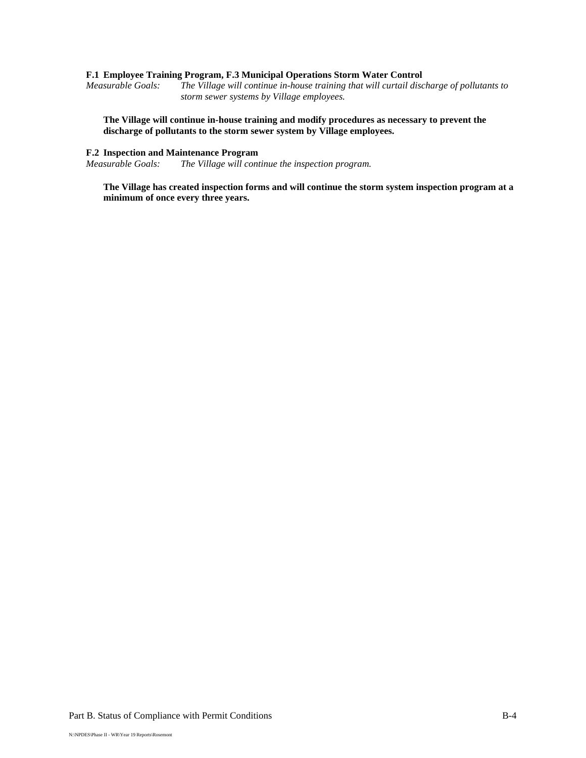**F.1 Employee Training Program, F.3 Municipal Operations Storm Water Control**

*Measurable Goals: The Village will continue in-house training that will curtail discharge of pollutants to storm sewer systems by Village employees.*

**The Village will continue in-house training and modify procedures as necessary to prevent the discharge of pollutants to the storm sewer system by Village employees.**

**F.2 Inspection and Maintenance Program**

*Measurable Goals: The Village will continue the inspection program.*

**The Village has created inspection forms and will continue the storm system inspection program at a minimum of once every three years.**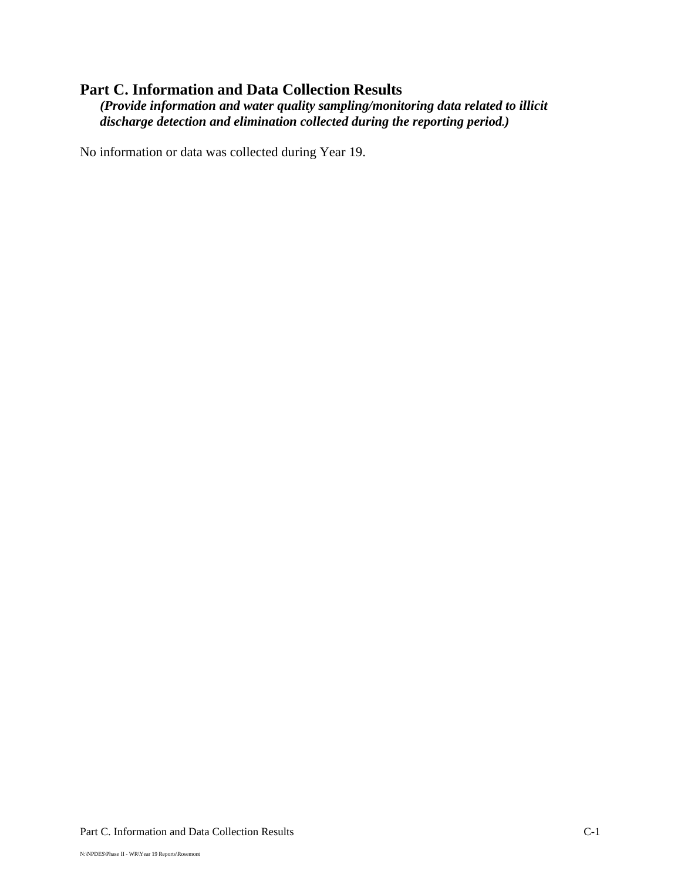## Part C. Information and Data Collection Results

***(Provide information and water quality sampling/monitoring data related to illicit discharge detection and elimination collected during the reporting period.)***

No information or data was collected during Year 19.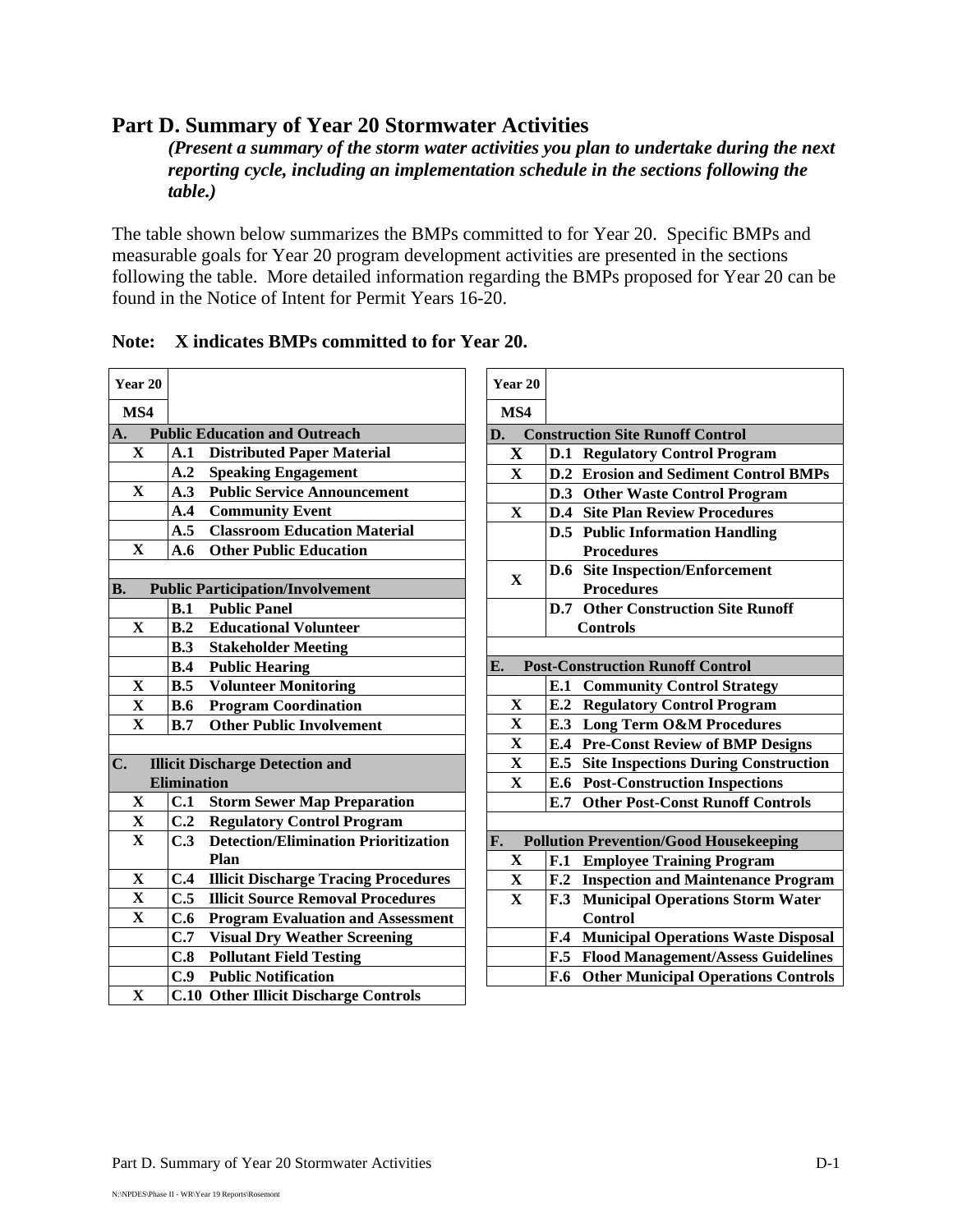## Part D. Summary of Year 20 Stormwater Activities

***(Present a summary of the storm water activities you plan to undertake during the next reporting cycle, including an implementation schedule in the sections following the table.)***

The table shown below summarizes the BMPs committed to for Year 20. Specific BMPs and measurable goals for Year 20 program development activities are presented in the sections following the table. More detailed information regarding the BMPs proposed for Year 20 can be found in the Notice of Intent for Permit Years 16-20.

**Note: X indicates BMPs committed to for Year 20.**

| Year 20 MS4 | |
|---|---|
| **A. Public Education and Outreach** | |
| X | **A.1 Distributed Paper Material** |
| | **A.2 Speaking Engagement** |
| X | **A.3 Public Service Announcement** |
| | **A.4 Community Event** |
| | **A.5 Classroom Education Material** |
| X | **A.6 Other Public Education** |
| **B. Public Participation/Involvement** | |
| | **B.1 Public Panel** |
| X | **B.2 Educational Volunteer** |
| | **B.3 Stakeholder Meeting** |
| | **B.4 Public Hearing** |
| X | **B.5 Volunteer Monitoring** |
| X | **B.6 Program Coordination** |
| X | **B.7 Other Public Involvement** |
| **C. Illicit Discharge Detection and Elimination** | |
| X | **C.1 Storm Sewer Map Preparation** |
| X | **C.2 Regulatory Control Program** |
| X | **C.3 Detection/Elimination Prioritization Plan** |
| X | **C.4 Illicit Discharge Tracing Procedures** |
| X | **C.5 Illicit Source Removal Procedures** |
| X | **C.6 Program Evaluation and Assessment** |
| | **C.7 Visual Dry Weather Screening** |
| | **C.8 Pollutant Field Testing** |
| | **C.9 Public Notification** |
| X | **C.10 Other Illicit Discharge Controls** |

| Year 20 MS4 | |
|---|---|
| **D. Construction Site Runoff Control** | |
| X | **D.1 Regulatory Control Program** |
| X | **D.2 Erosion and Sediment Control BMPs** |
| | **D.3 Other Waste Control Program** |
| X | **D.4 Site Plan Review Procedures** |
| | **D.5 Public Information Handling Procedures** |
| X | **D.6 Site Inspection/Enforcement Procedures** |
| | **D.7 Other Construction Site Runoff Controls** |
| **E. Post-Construction Runoff Control** | |
| | **E.1 Community Control Strategy** |
| X | **E.2 Regulatory Control Program** |
| X | **E.3 Long Term O&M Procedures** |
| X | **E.4 Pre-Const Review of BMP Designs** |
| X | **E.5 Site Inspections During Construction** |
| X | **E.6 Post-Construction Inspections** |
| | **E.7 Other Post-Const Runoff Controls** |
| **F. Pollution Prevention/Good Housekeeping** | |
| X | **F.1 Employee Training Program** |
| X | **F.2 Inspection and Maintenance Program** |
| X | **F.3 Municipal Operations Storm Water Control** |
| | **F.4 Municipal Operations Waste Disposal** |
| | **F.5 Flood Management/Assess Guidelines** |
| | **F.6 Other Municipal Operations Controls** |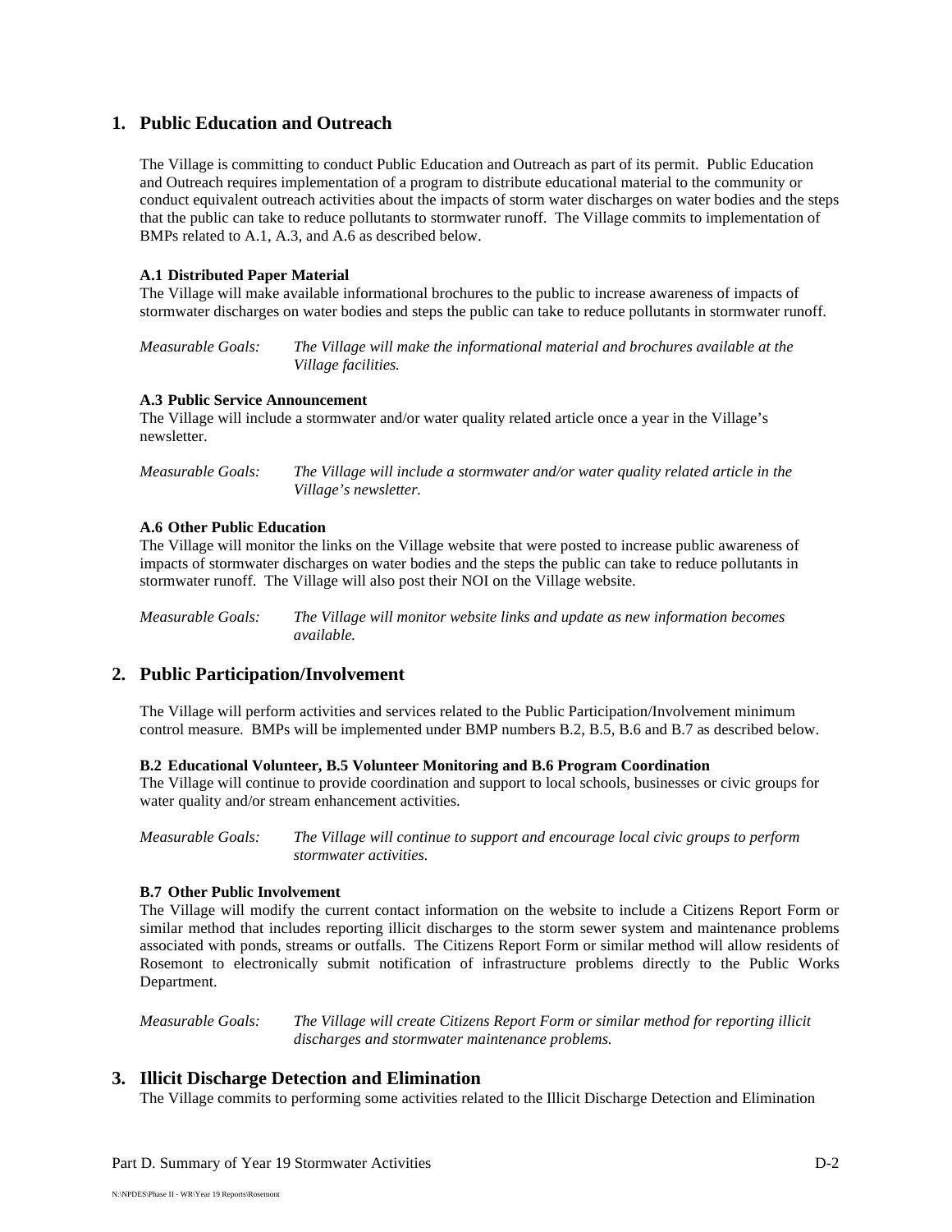## 1. Public Education and Outreach

The Village is committing to conduct Public Education and Outreach as part of its permit. Public Education and Outreach requires implementation of a program to distribute educational material to the community or conduct equivalent outreach activities about the impacts of storm water discharges on water bodies and the steps that the public can take to reduce pollutants to stormwater runoff. The Village commits to implementation of BMPs related to A.1, A.3, and A.6 as described below.

**A.1 Distributed Paper Material**

The Village will make available informational brochures to the public to increase awareness of impacts of stormwater discharges on water bodies and steps the public can take to reduce pollutants in stormwater runoff.

*Measurable Goals:* *The Village will make the informational material and brochures available at the Village facilities.*

**A.3 Public Service Announcement**

The Village will include a stormwater and/or water quality related article once a year in the Village's newsletter.

*Measurable Goals:* *The Village will include a stormwater and/or water quality related article in the Village's newsletter.*

**A.6 Other Public Education**

The Village will monitor the links on the Village website that were posted to increase public awareness of impacts of stormwater discharges on water bodies and the steps the public can take to reduce pollutants in stormwater runoff. The Village will also post their NOI on the Village website.

*Measurable Goals:* *The Village will monitor website links and update as new information becomes available.*

## 2. Public Participation/Involvement

The Village will perform activities and services related to the Public Participation/Involvement minimum control measure. BMPs will be implemented under BMP numbers B.2, B.5, B.6 and B.7 as described below.

**B.2 Educational Volunteer, B.5 Volunteer Monitoring and B.6 Program Coordination**

The Village will continue to provide coordination and support to local schools, businesses or civic groups for water quality and/or stream enhancement activities.

*Measurable Goals:* *The Village will continue to support and encourage local civic groups to perform stormwater activities.*

**B.7 Other Public Involvement**

The Village will modify the current contact information on the website to include a Citizens Report Form or similar method that includes reporting illicit discharges to the storm sewer system and maintenance problems associated with ponds, streams or outfalls. The Citizens Report Form or similar method will allow residents of Rosemont to electronically submit notification of infrastructure problems directly to the Public Works Department.

*Measurable Goals:* *The Village will create Citizens Report Form or similar method for reporting illicit discharges and stormwater maintenance problems.*

## 3. Illicit Discharge Detection and Elimination

The Village commits to performing some activities related to the Illicit Discharge Detection and Elimination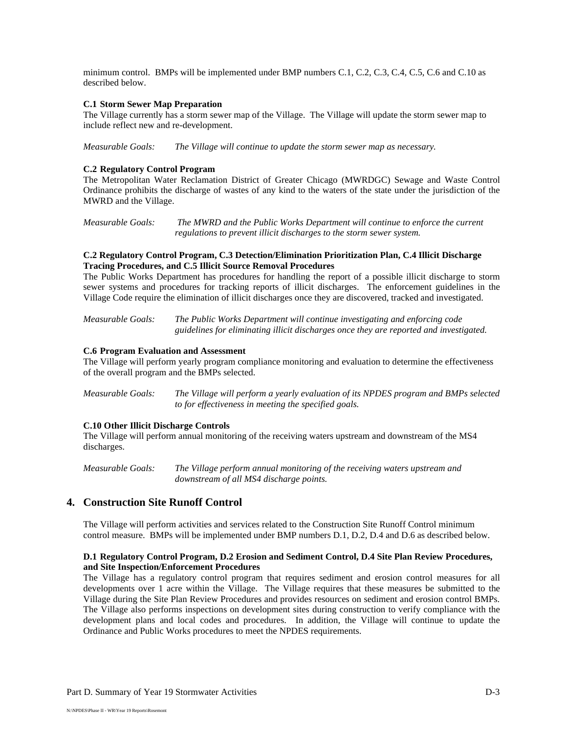minimum control. BMPs will be implemented under BMP numbers C.1, C.2, C.3, C.4, C.5, C.6 and C.10 as described below.

**C.1 Storm Sewer Map Preparation**
The Village currently has a storm sewer map of the Village. The Village will update the storm sewer map to include reflect new and re-development.

*Measurable Goals:* *The Village will continue to update the storm sewer map as necessary.*

**C.2 Regulatory Control Program**
The Metropolitan Water Reclamation District of Greater Chicago (MWRDGC) Sewage and Waste Control Ordinance prohibits the discharge of wastes of any kind to the waters of the state under the jurisdiction of the MWRD and the Village.

*Measurable Goals:* *The MWRD and the Public Works Department will continue to enforce the current regulations to prevent illicit discharges to the storm sewer system.*

**C.2 Regulatory Control Program, C.3 Detection/Elimination Prioritization Plan, C.4 Illicit Discharge Tracing Procedures, and C.5 Illicit Source Removal Procedures**
The Public Works Department has procedures for handling the report of a possible illicit discharge to storm sewer systems and procedures for tracking reports of illicit discharges. The enforcement guidelines in the Village Code require the elimination of illicit discharges once they are discovered, tracked and investigated.

*Measurable Goals:* *The Public Works Department will continue investigating and enforcing code guidelines for eliminating illicit discharges once they are reported and investigated.*

**C.6 Program Evaluation and Assessment**
The Village will perform yearly program compliance monitoring and evaluation to determine the effectiveness of the overall program and the BMPs selected.

*Measurable Goals:* *The Village will perform a yearly evaluation of its NPDES program and BMPs selected to for effectiveness in meeting the specified goals.*

**C.10 Other Illicit Discharge Controls**
The Village will perform annual monitoring of the receiving waters upstream and downstream of the MS4 discharges.

*Measurable Goals:* *The Village perform annual monitoring of the receiving waters upstream and downstream of all MS4 discharge points.*

## 4. Construction Site Runoff Control

The Village will perform activities and services related to the Construction Site Runoff Control minimum control measure. BMPs will be implemented under BMP numbers D.1, D.2, D.4 and D.6 as described below.

**D.1 Regulatory Control Program, D.2 Erosion and Sediment Control, D.4 Site Plan Review Procedures, and Site Inspection/Enforcement Procedures**
The Village has a regulatory control program that requires sediment and erosion control measures for all developments over 1 acre within the Village. The Village requires that these measures be submitted to the Village during the Site Plan Review Procedures and provides resources on sediment and erosion control BMPs. The Village also performs inspections on development sites during construction to verify compliance with the development plans and local codes and procedures. In addition, the Village will continue to update the Ordinance and Public Works procedures to meet the NPDES requirements.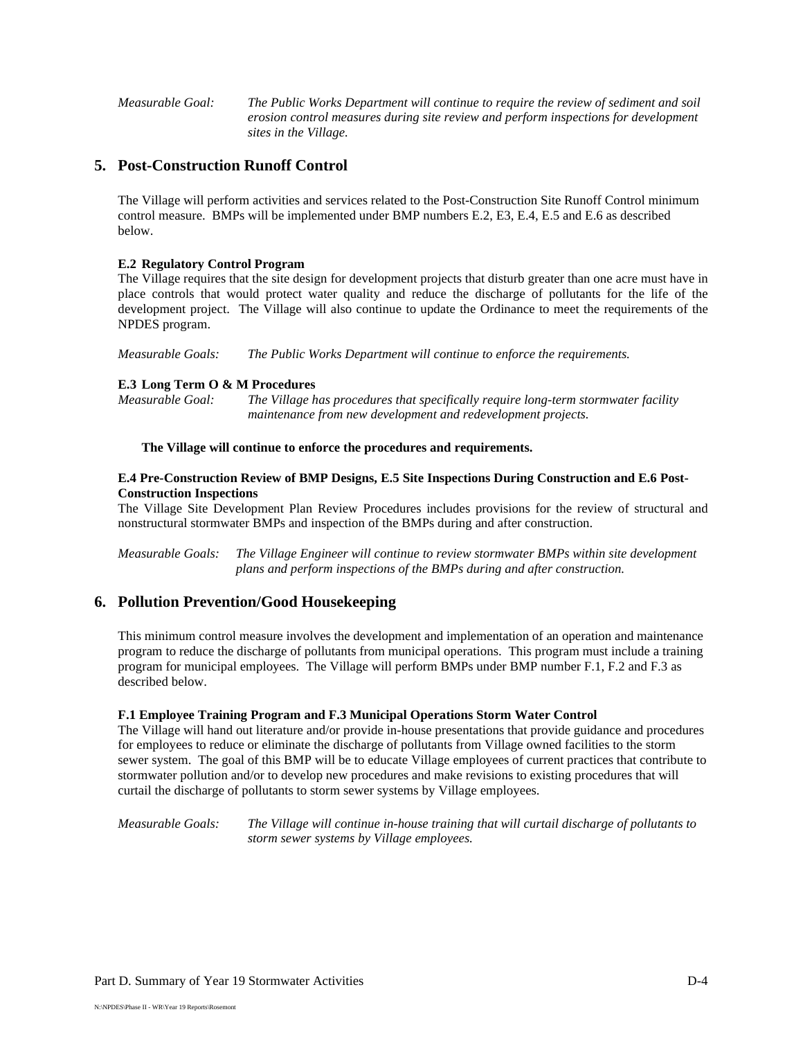*Measurable Goal: The Public Works Department will continue to require the review of sediment and soil erosion control measures during site review and perform inspections for development sites in the Village.*

## 5. Post-Construction Runoff Control

The Village will perform activities and services related to the Post-Construction Site Runoff Control minimum control measure. BMPs will be implemented under BMP numbers E.2, E3, E.4, E.5 and E.6 as described below.

**E.2 Regulatory Control Program**

The Village requires that the site design for development projects that disturb greater than one acre must have in place controls that would protect water quality and reduce the discharge of pollutants for the life of the development project. The Village will also continue to update the Ordinance to meet the requirements of the NPDES program.

*Measurable Goals: The Public Works Department will continue to enforce the requirements.*

**E.3 Long Term O & M Procedures**

*Measurable Goal: The Village has procedures that specifically require long-term stormwater facility maintenance from new development and redevelopment projects.*

**The Village will continue to enforce the procedures and requirements.**

**E.4 Pre-Construction Review of BMP Designs, E.5 Site Inspections During Construction and E.6 Post-Construction Inspections**

The Village Site Development Plan Review Procedures includes provisions for the review of structural and nonstructural stormwater BMPs and inspection of the BMPs during and after construction.

*Measurable Goals: The Village Engineer will continue to review stormwater BMPs within site development plans and perform inspections of the BMPs during and after construction.*

## 6. Pollution Prevention/Good Housekeeping

This minimum control measure involves the development and implementation of an operation and maintenance program to reduce the discharge of pollutants from municipal operations. This program must include a training program for municipal employees. The Village will perform BMPs under BMP number F.1, F.2 and F.3 as described below.

**F.1 Employee Training Program and F.3 Municipal Operations Storm Water Control**

The Village will hand out literature and/or provide in-house presentations that provide guidance and procedures for employees to reduce or eliminate the discharge of pollutants from Village owned facilities to the storm sewer system. The goal of this BMP will be to educate Village employees of current practices that contribute to stormwater pollution and/or to develop new procedures and make revisions to existing procedures that will curtail the discharge of pollutants to storm sewer systems by Village employees.

*Measurable Goals: The Village will continue in-house training that will curtail discharge of pollutants to storm sewer systems by Village employees.*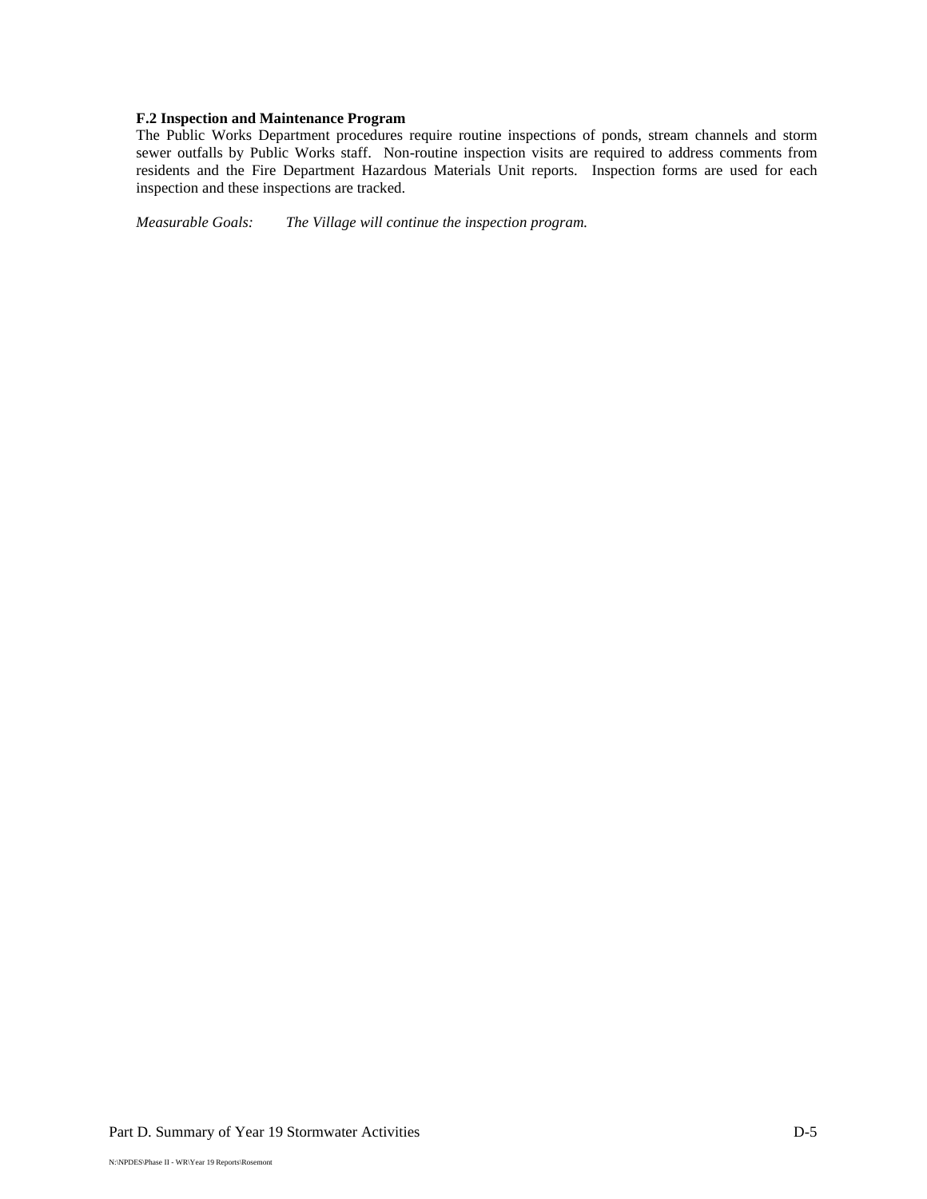**F.2 Inspection and Maintenance Program**

The Public Works Department procedures require routine inspections of ponds, stream channels and storm sewer outfalls by Public Works staff. Non-routine inspection visits are required to address comments from residents and the Fire Department Hazardous Materials Unit reports. Inspection forms are used for each inspection and these inspections are tracked.

*Measurable Goals:* *The Village will continue the inspection program.*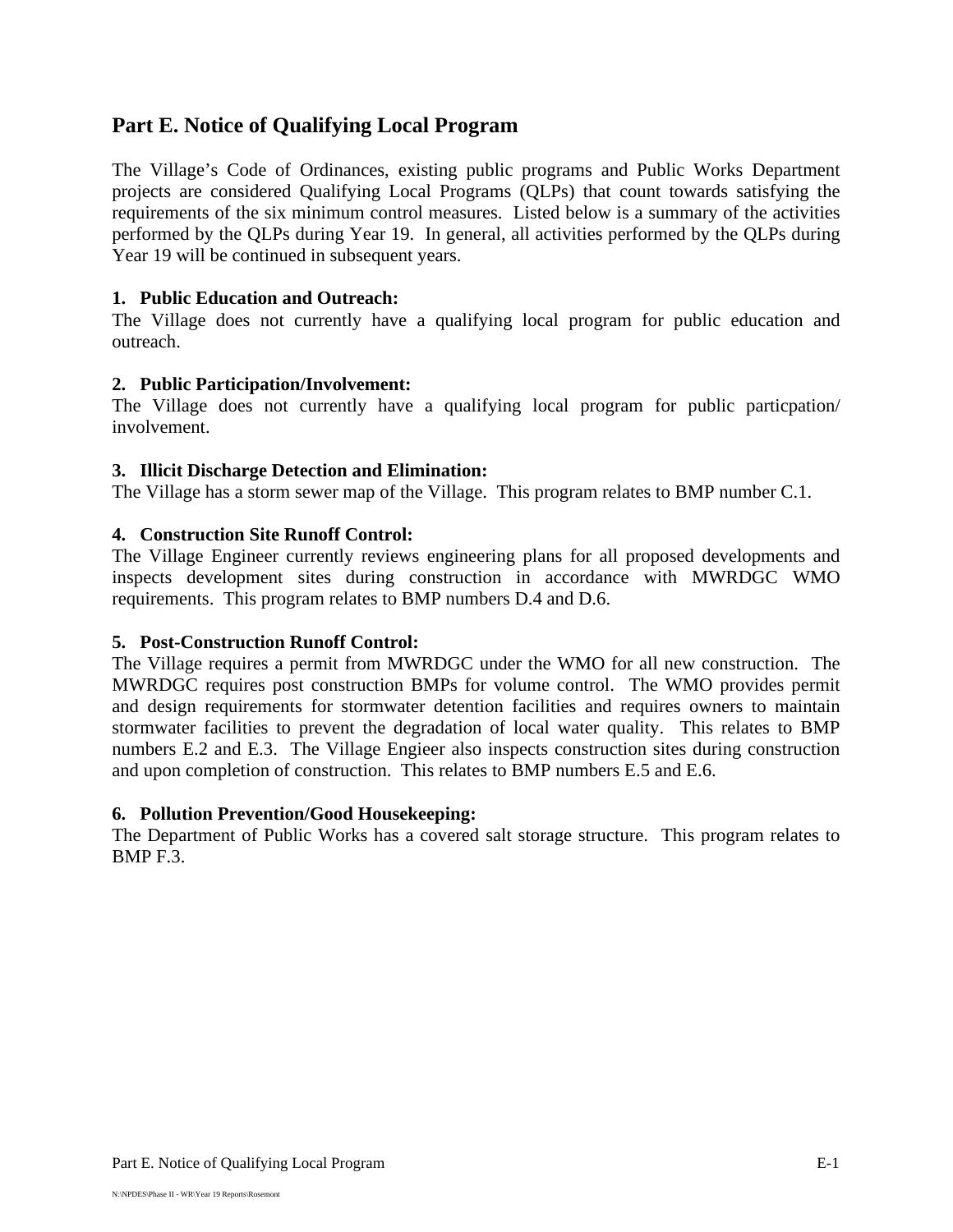## Part E. Notice of Qualifying Local Program

The Village's Code of Ordinances, existing public programs and Public Works Department projects are considered Qualifying Local Programs (QLPs) that count towards satisfying the requirements of the six minimum control measures. Listed below is a summary of the activities performed by the QLPs during Year 19. In general, all activities performed by the QLPs during Year 19 will be continued in subsequent years.

**1. Public Education and Outreach:**
The Village does not currently have a qualifying local program for public education and outreach.

**2. Public Participation/Involvement:**
The Village does not currently have a qualifying local program for public particpation/ involvement.

**3. Illicit Discharge Detection and Elimination:**
The Village has a storm sewer map of the Village. This program relates to BMP number C.1.

**4. Construction Site Runoff Control:**
The Village Engineer currently reviews engineering plans for all proposed developments and inspects development sites during construction in accordance with MWRDGC WMO requirements. This program relates to BMP numbers D.4 and D.6.

**5. Post-Construction Runoff Control:**
The Village requires a permit from MWRDGC under the WMO for all new construction. The MWRDGC requires post construction BMPs for volume control. The WMO provides permit and design requirements for stormwater detention facilities and requires owners to maintain stormwater facilities to prevent the degradation of local water quality. This relates to BMP numbers E.2 and E.3. The Village Engieer also inspects construction sites during construction and upon completion of construction. This relates to BMP numbers E.5 and E.6.

**6. Pollution Prevention/Good Housekeeping:**
The Department of Public Works has a covered salt storage structure. This program relates to BMP F.3.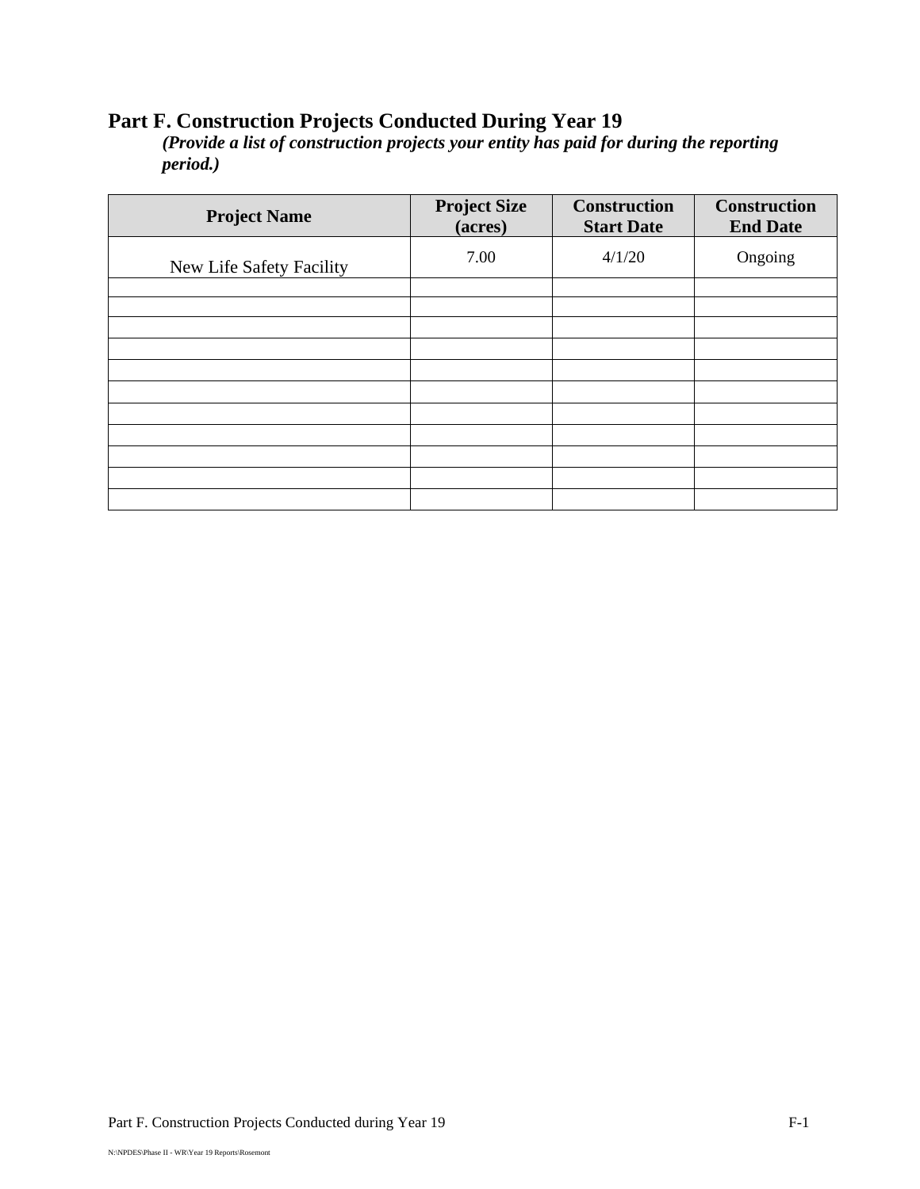## Part F. Construction Projects Conducted During Year 19

***(Provide a list of construction projects your entity has paid for during the reporting period.)***

| Project Name | Project Size (acres) | Construction Start Date | Construction End Date |
|---|---|---|---|
| New Life Safety Facility | 7.00 | 4/1/20 | Ongoing |
| | | | |
| | | | |
| | | | |
| | | | |
| | | | |
| | | | |
| | | | |
| | | | |
| | | | |
| | | | |
| | | | |